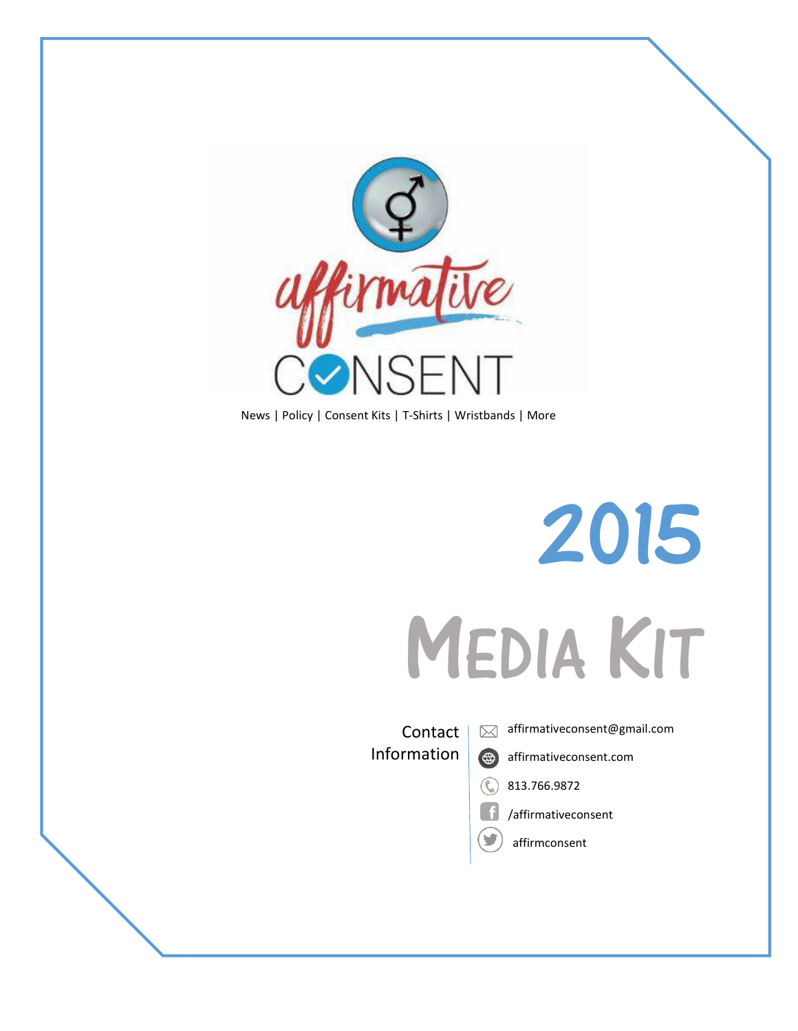affirmative

CONSENT

News | Policy | Consent Kits | T-Shirts | Wristbands | More

# 2015

# Media Kit

Contact Information

- affirmativeconsent@gmail.com
- affirmativeconsent.com
- 813.766.9872
- /affirmativeconsent
- affirmconsent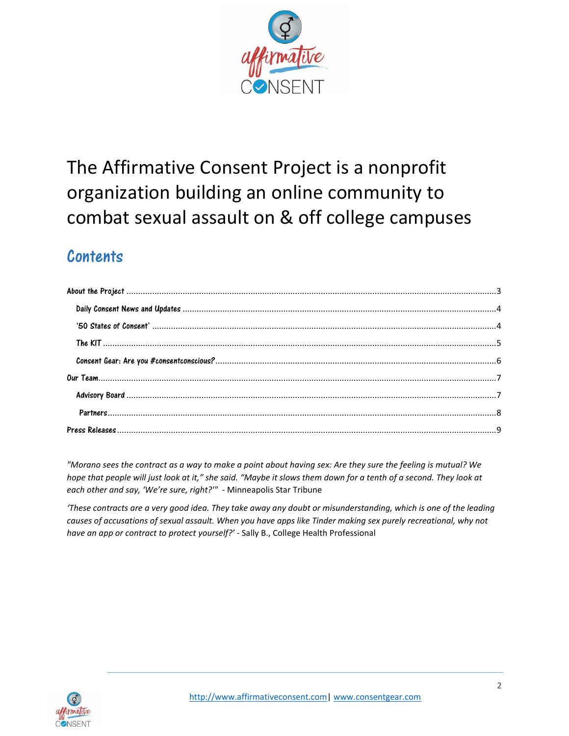# The Affirmative Consent Project is a nonprofit organization building an online community to combat sexual assault on & off college campuses

## Contents

About the Project ..... 3

- Daily Consent News and Updates ..... 4
- '50 States of Consent' ..... 4
- The KIT ..... 5
- Consent Gear: Are you #consentconscious? ..... 6

Our Team ..... 7

- Advisory Board ..... 7
- Partners ..... 8

Press Releases ..... 9

*"Morano sees the contract as a way to make a point about having sex: Are they sure the feeling is mutual? We hope that people will just look at it," she said. "Maybe it slows them down for a tenth of a second. They look at each other and say, 'We're sure, right?'"* - Minneapolis Star Tribune

*'These contracts are a very good idea. They take away any doubt or misunderstanding, which is one of the leading causes of accusations of sexual assault. When you have apps like Tinder making sex purely recreational, why not have an app or contract to protect yourself?'* - Sally B., College Health Professional

http://www.affirmativeconsent.com | www.consentgear.com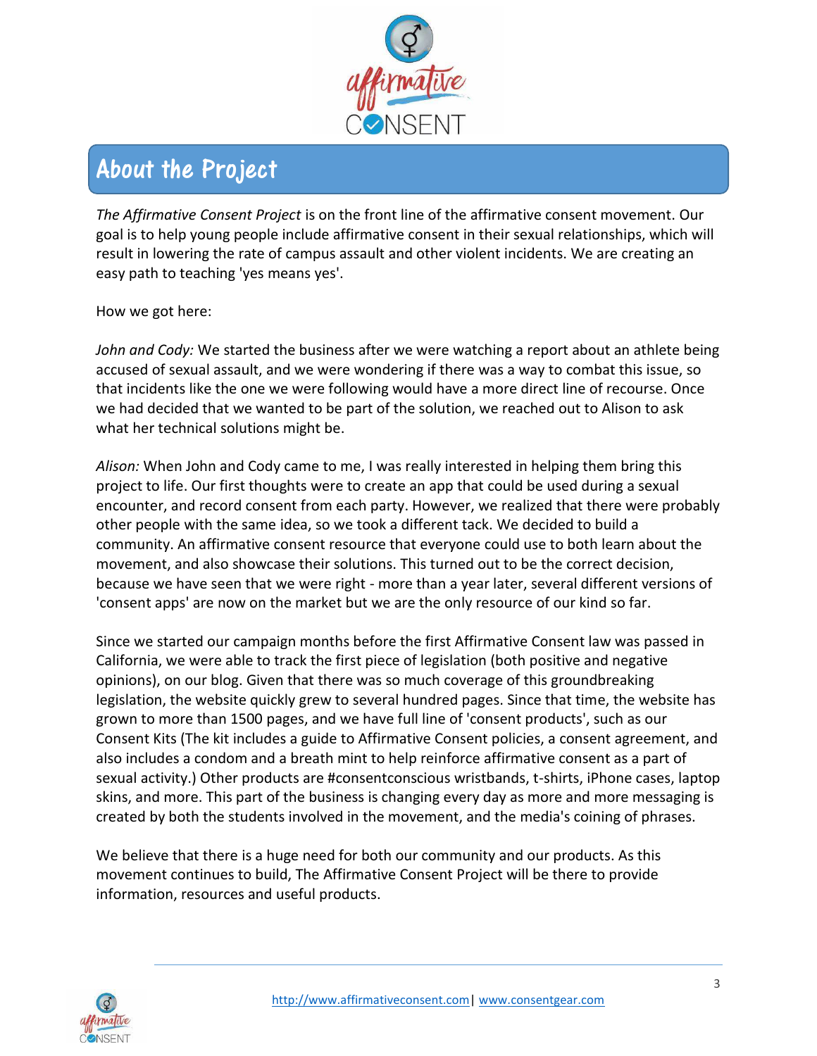## About the Project

*The Affirmative Consent Project* is on the front line of the affirmative consent movement. Our goal is to help young people include affirmative consent in their sexual relationships, which will result in lowering the rate of campus assault and other violent incidents. We are creating an easy path to teaching 'yes means yes'.

How we got here:

*John and Cody:* We started the business after we were watching a report about an athlete being accused of sexual assault, and we were wondering if there was a way to combat this issue, so that incidents like the one we were following would have a more direct line of recourse. Once we had decided that we wanted to be part of the solution, we reached out to Alison to ask what her technical solutions might be.

*Alison:* When John and Cody came to me, I was really interested in helping them bring this project to life. Our first thoughts were to create an app that could be used during a sexual encounter, and record consent from each party. However, we realized that there were probably other people with the same idea, so we took a different tack. We decided to build a community. An affirmative consent resource that everyone could use to both learn about the movement, and also showcase their solutions. This turned out to be the correct decision, because we have seen that we were right - more than a year later, several different versions of 'consent apps' are now on the market but we are the only resource of our kind so far.

Since we started our campaign months before the first Affirmative Consent law was passed in California, we were able to track the first piece of legislation (both positive and negative opinions), on our blog. Given that there was so much coverage of this groundbreaking legislation, the website quickly grew to several hundred pages. Since that time, the website has grown to more than 1500 pages, and we have full line of 'consent products', such as our Consent Kits (The kit includes a guide to Affirmative Consent policies, a consent agreement, and also includes a condom and a breath mint to help reinforce affirmative consent as a part of sexual activity.) Other products are #consentconscious wristbands, t-shirts, iPhone cases, laptop skins, and more. This part of the business is changing every day as more and more messaging is created by both the students involved in the movement, and the media's coining of phrases.

We believe that there is a huge need for both our community and our products. As this movement continues to build, The Affirmative Consent Project will be there to provide information, resources and useful products.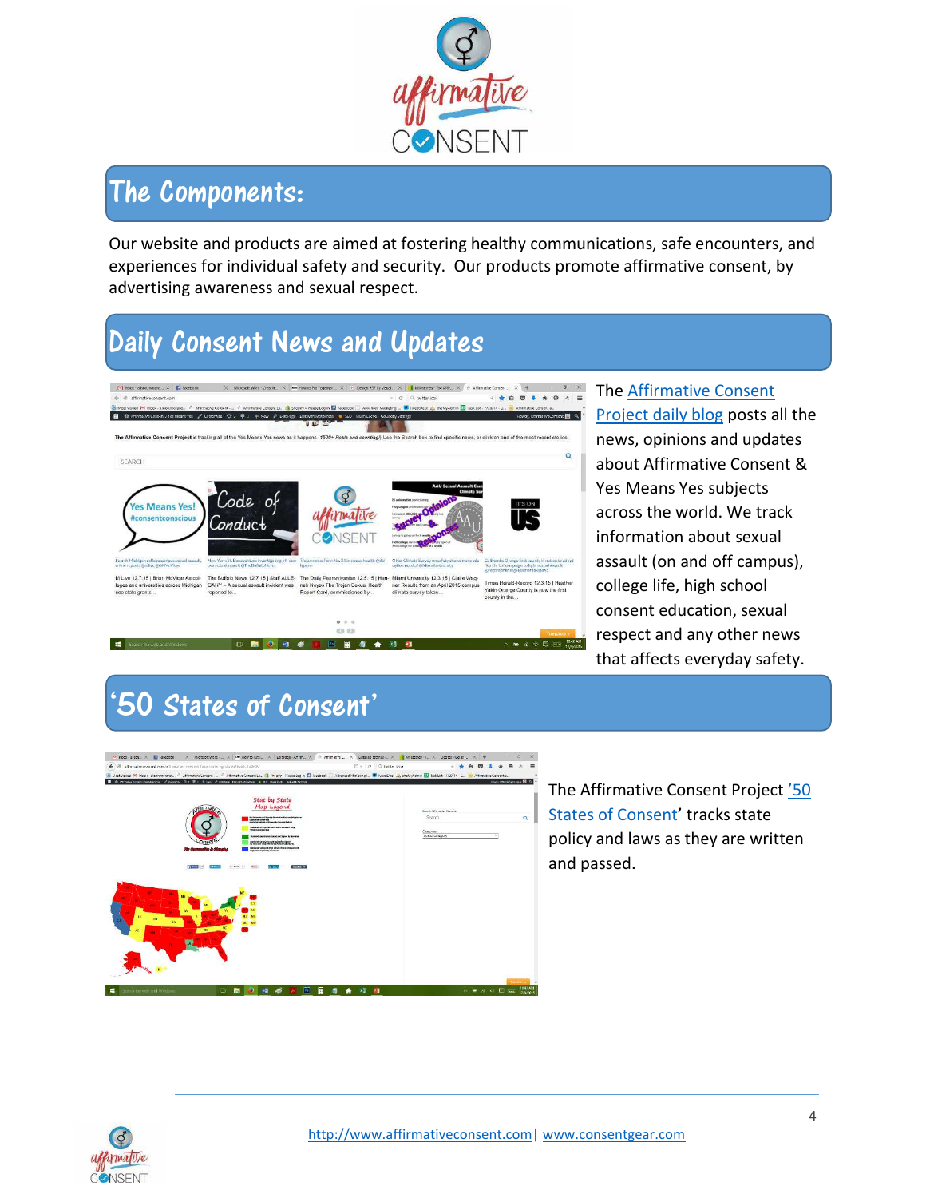## The Components:

Our website and products are aimed at fostering healthy communications, safe encounters, and experiences for individual safety and security. Our products promote affirmative consent, by advertising awareness and sexual respect.

## Daily Consent News and Updates

The Affirmative Consent Project daily blog posts all the news, opinions and updates about Affirmative Consent & Yes Means Yes subjects across the world. We track information about sexual assault (on and off campus), college life, high school consent education, sexual respect and any other news that affects everyday safety.

## '50 States of Consent'

The Affirmative Consent Project '50 States of Consent' tracks state policy and laws as they are written and passed.

http://www.affirmativeconsent.com | www.consentgear.com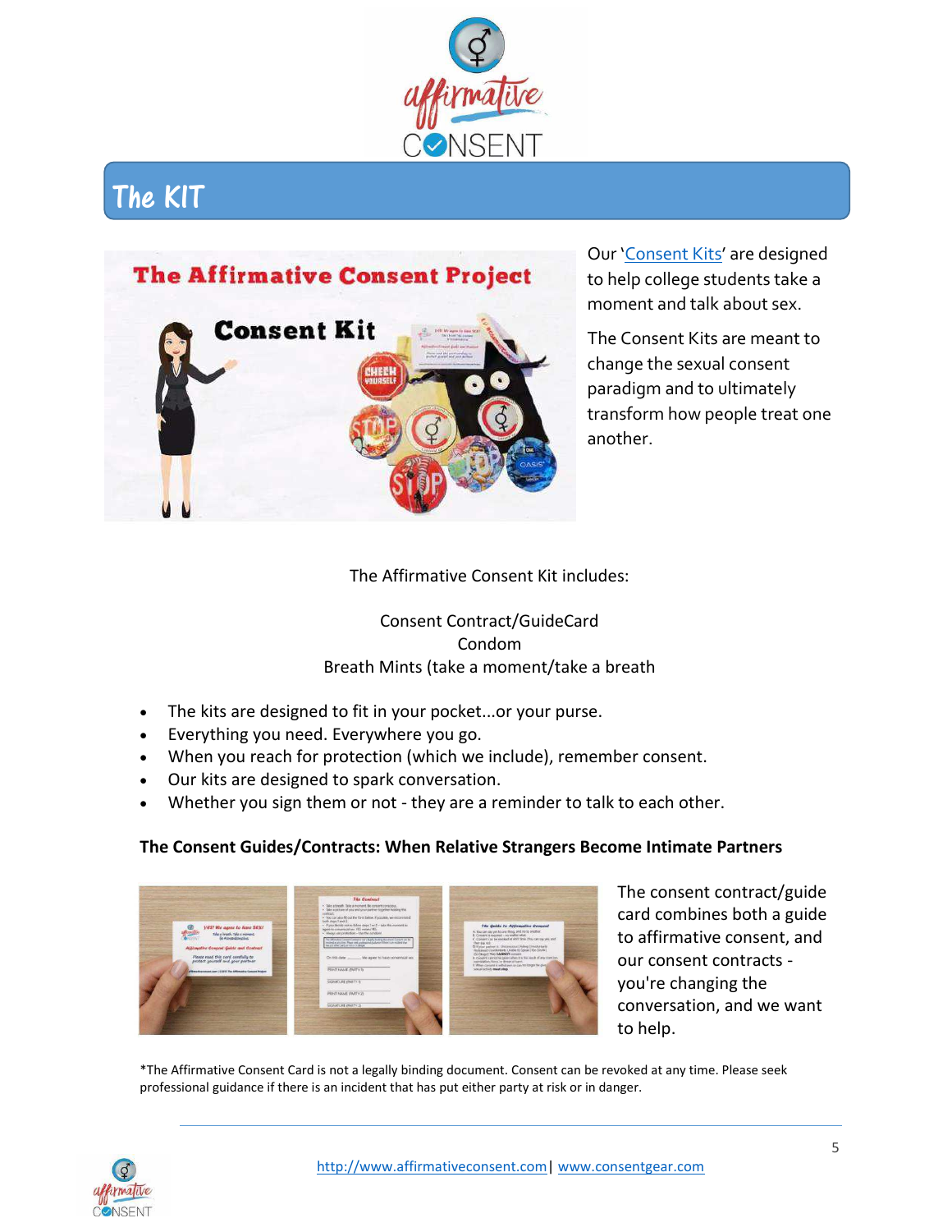## The KIT

Our '[Consent Kits](#)' are designed to help college students take a moment and talk about sex.

The Consent Kits are meant to change the sexual consent paradigm and to ultimately transform how people treat one another.

The Affirmative Consent Kit includes:

Consent Contract/GuideCard
Condom
Breath Mints (take a moment/take a breath

- The kits are designed to fit in your pocket...or your purse.
- Everything you need. Everywhere you go.
- When you reach for protection (which we include), remember consent.
- Our kits are designed to spark conversation.
- Whether you sign them or not - they are a reminder to talk to each other.

**The Consent Guides/Contracts: When Relative Strangers Become Intimate Partners**

The consent contract/guide card combines both a guide to affirmative consent, and our consent contracts - you're changing the conversation, and we want to help.

*The Affirmative Consent Card is not a legally binding document. Consent can be revoked at any time. Please seek professional guidance if there is an incident that has put either party at risk or in danger.

http://www.affirmativeconsent.com | www.consentgear.com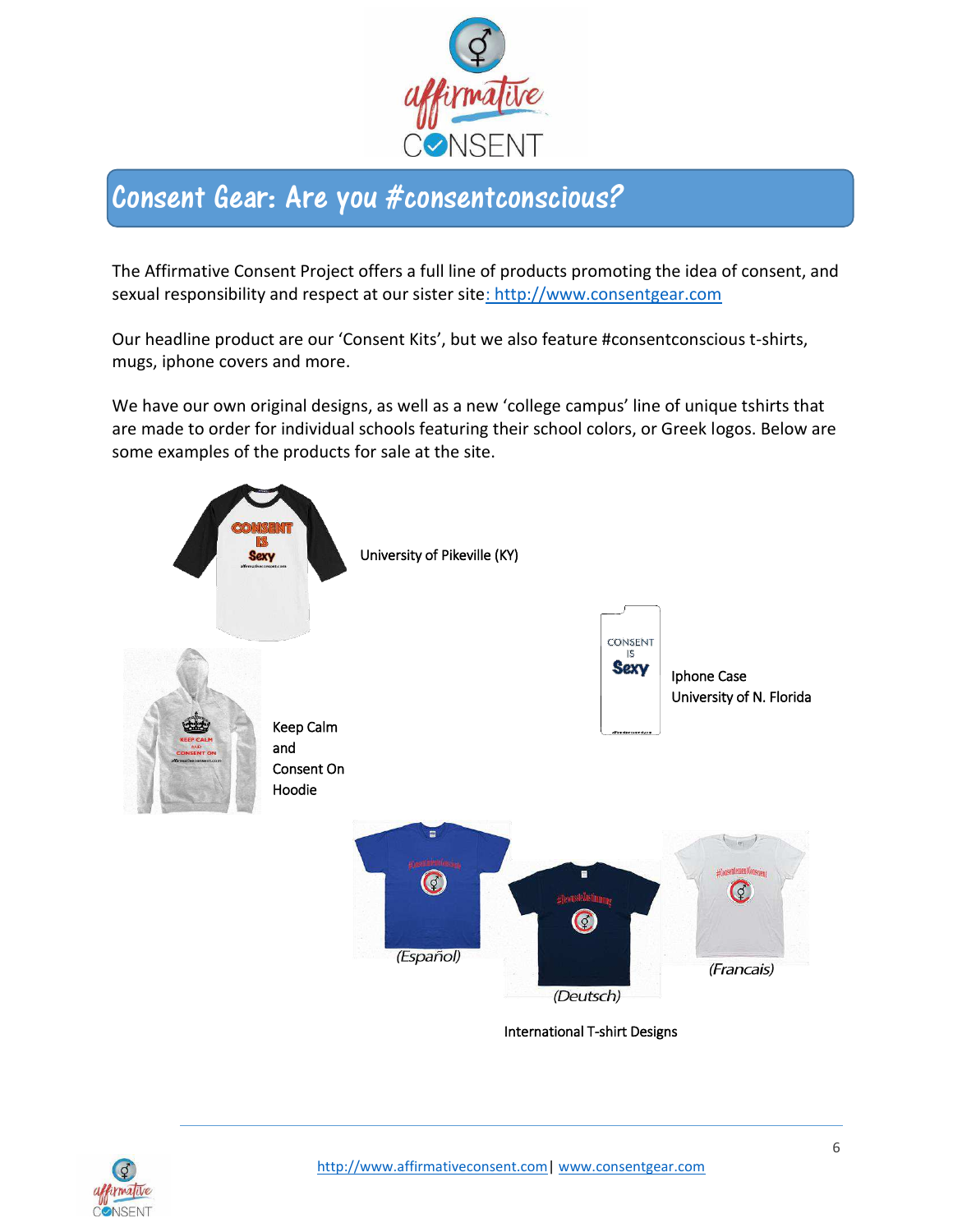## Consent Gear: Are you #consentconscious?

The Affirmative Consent Project offers a full line of products promoting the idea of consent, and sexual responsibility and respect at our sister site: http://www.consentgear.com

Our headline product are our 'Consent Kits', but we also feature #consentconscious t-shirts, mugs, iphone covers and more.

We have our own original designs, as well as a new 'college campus' line of unique tshirts that are made to order for individual schools featuring their school colors, or Greek logos. Below are some examples of the products for sale at the site.

University of Pikeville (KY)

Iphone Case
University of N. Florida

Keep Calm and Consent On Hoodie

*(Español)*

*(Deutsch)*

*(Francais)*

International T-shirt Designs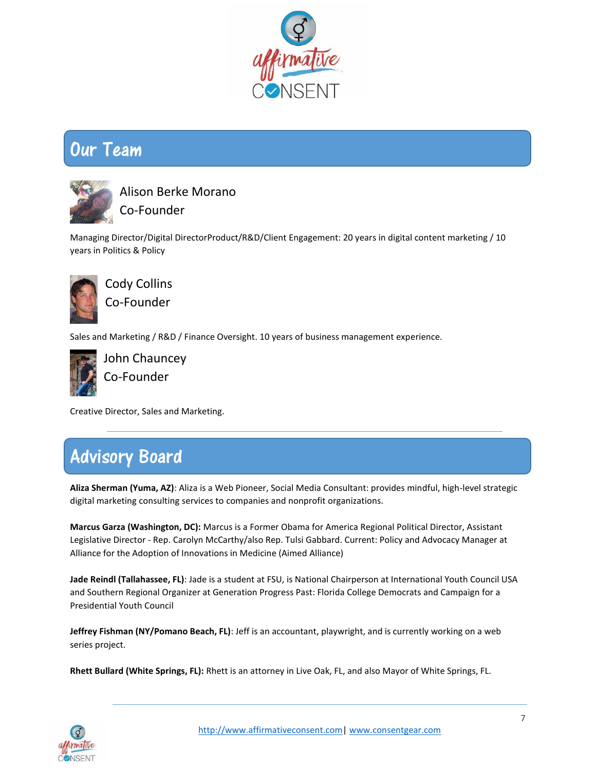## Our Team

Alison Berke Morano
Co-Founder

Managing Director/Digital DirectorProduct/R&D/Client Engagement: 20 years in digital content marketing / 10 years in Politics & Policy

Cody Collins
Co-Founder

Sales and Marketing / R&D / Finance Oversight. 10 years of business management experience.

John Chauncey
Co-Founder

Creative Director, Sales and Marketing.

---

## Advisory Board

**Aliza Sherman (Yuma, AZ)**: Aliza is a Web Pioneer, Social Media Consultant: provides mindful, high-level strategic digital marketing consulting services to companies and nonprofit organizations.

**Marcus Garza (Washington, DC):** Marcus is a Former Obama for America Regional Political Director, Assistant Legislative Director - Rep. Carolyn McCarthy/also Rep. Tulsi Gabbard. Current: Policy and Advocacy Manager at Alliance for the Adoption of Innovations in Medicine (Aimed Alliance)

**Jade Reindl (Tallahassee, FL)**: Jade is a student at FSU, is National Chairperson at International Youth Council USA and Southern Regional Organizer at Generation Progress Past: Florida College Democrats and Campaign for a Presidential Youth Council

**Jeffrey Fishman (NY/Pomano Beach, FL)**: Jeff is an accountant, playwright, and is currently working on a web series project.

**Rhett Bullard (White Springs, FL):** Rhett is an attorney in Live Oak, FL, and also Mayor of White Springs, FL.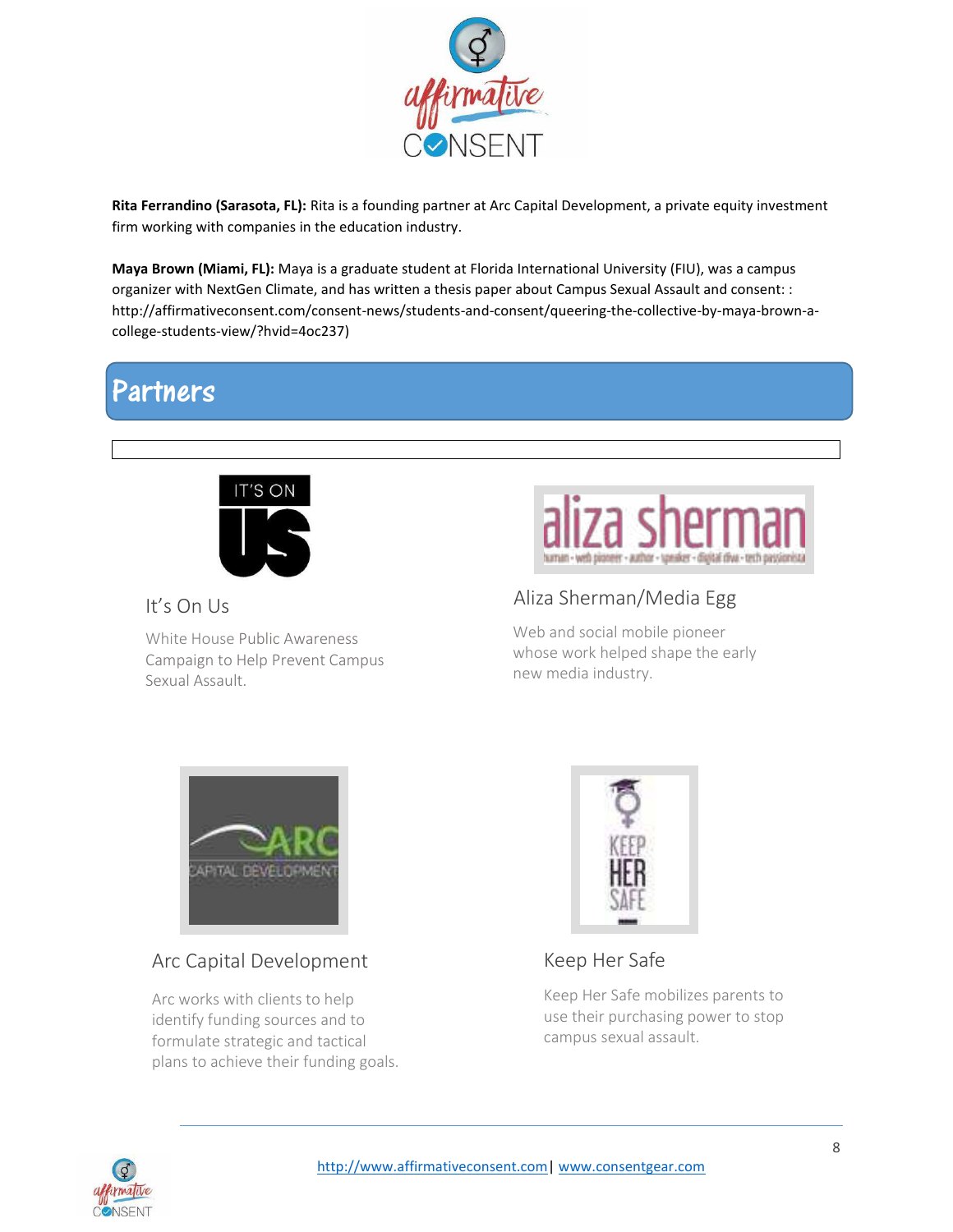**Rita Ferrandino (Sarasota, FL):** Rita is a founding partner at Arc Capital Development, a private equity investment firm working with companies in the education industry.

**Maya Brown (Miami, FL):** Maya is a graduate student at Florida International University (FIU), was a campus organizer with NextGen Climate, and has written a thesis paper about Campus Sexual Assault and consent: : http://affirmativeconsent.com/consent-news/students-and-consent/queering-the-collective-by-maya-brown-a-college-students-view/?hvid=4oc237)

## Partners

### It's On Us

White House Public Awareness Campaign to Help Prevent Campus Sexual Assault.

### Aliza Sherman/Media Egg

Web and social mobile pioneer whose work helped shape the early new media industry.

### Arc Capital Development

Arc works with clients to help identify funding sources and to formulate strategic and tactical plans to achieve their funding goals.

### Keep Her Safe

Keep Her Safe mobilizes parents to use their purchasing power to stop campus sexual assault.

http://www.affirmativeconsent.com | www.consentgear.com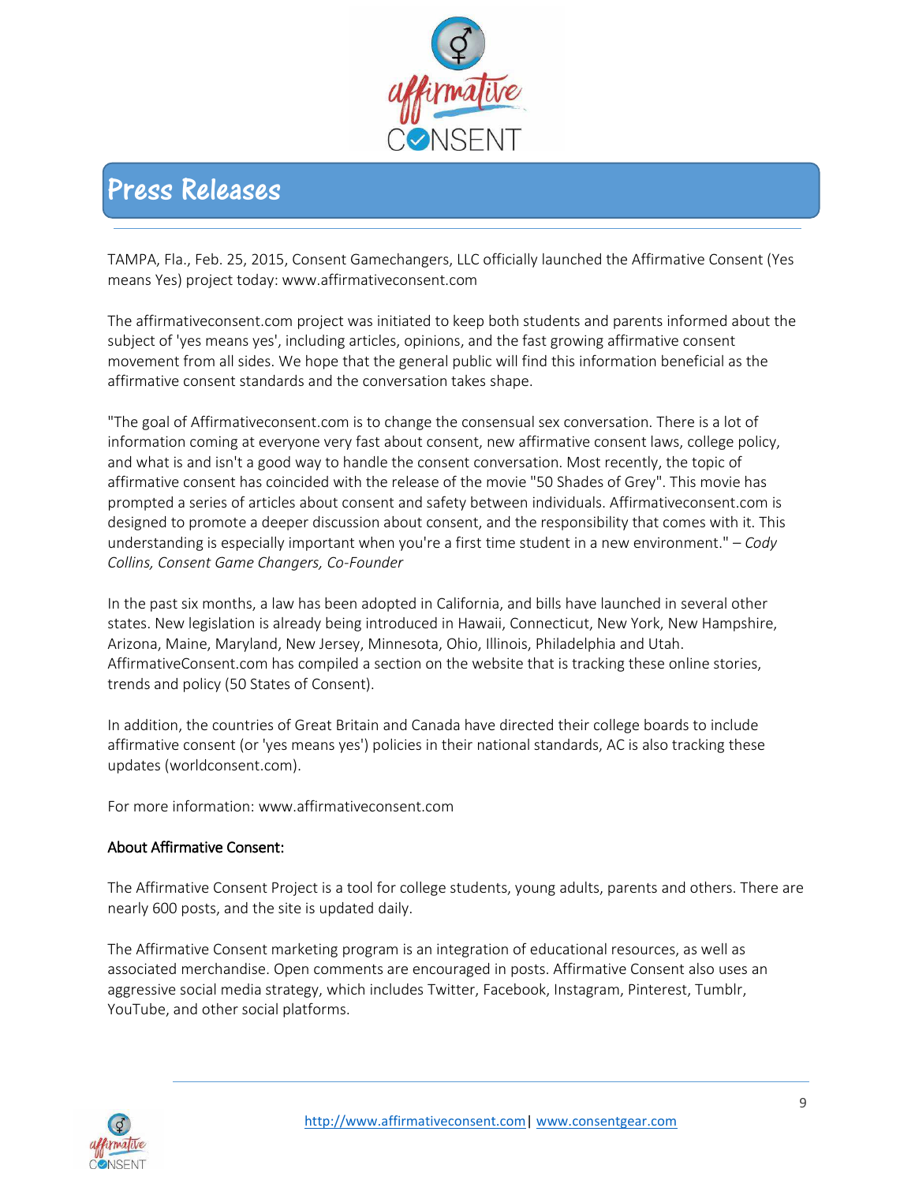# Press Releases

TAMPA, Fla., Feb. 25, 2015, Consent Gamechangers, LLC officially launched the Affirmative Consent (Yes means Yes) project today: www.affirmativeconsent.com

The affirmativeconsent.com project was initiated to keep both students and parents informed about the subject of 'yes means yes', including articles, opinions, and the fast growing affirmative consent movement from all sides. We hope that the general public will find this information beneficial as the affirmative consent standards and the conversation takes shape.

"The goal of Affirmativeconsent.com is to change the consensual sex conversation. There is a lot of information coming at everyone very fast about consent, new affirmative consent laws, college policy, and what is and isn't a good way to handle the consent conversation. Most recently, the topic of affirmative consent has coincided with the release of the movie "50 Shades of Grey". This movie has prompted a series of articles about consent and safety between individuals. Affirmativeconsent.com is designed to promote a deeper discussion about consent, and the responsibility that comes with it. This understanding is especially important when you're a first time student in a new environment." – *Cody Collins, Consent Game Changers, Co-Founder*

In the past six months, a law has been adopted in California, and bills have launched in several other states. New legislation is already being introduced in Hawaii, Connecticut, New York, New Hampshire, Arizona, Maine, Maryland, New Jersey, Minnesota, Ohio, Illinois, Philadelphia and Utah. AffirmativeConsent.com has compiled a section on the website that is tracking these online stories, trends and policy (50 States of Consent).

In addition, the countries of Great Britain and Canada have directed their college boards to include affirmative consent (or 'yes means yes') policies in their national standards, AC is also tracking these updates (worldconsent.com).

For more information: www.affirmativeconsent.com

**About Affirmative Consent:**

The Affirmative Consent Project is a tool for college students, young adults, parents and others. There are nearly 600 posts, and the site is updated daily.

The Affirmative Consent marketing program is an integration of educational resources, as well as associated merchandise. Open comments are encouraged in posts. Affirmative Consent also uses an aggressive social media strategy, which includes Twitter, Facebook, Instagram, Pinterest, Tumblr, YouTube, and other social platforms.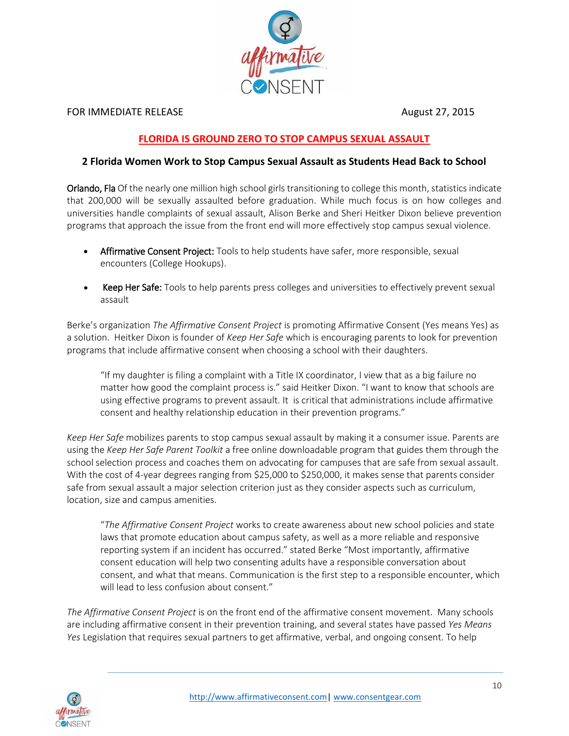FOR IMMEDIATE RELEASE August 27, 2015

**FLORIDA IS GROUND ZERO TO STOP CAMPUS SEXUAL ASSAULT**

**2 Florida Women Work to Stop Campus Sexual Assault as Students Head Back to School**

Orlando, Fla Of the nearly one million high school girls transitioning to college this month, statistics indicate that 200,000 will be sexually assaulted before graduation. While much focus is on how colleges and universities handle complaints of sexual assault, Alison Berke and Sheri Heitker Dixon believe prevention programs that approach the issue from the front end will more effectively stop campus sexual violence.

- Affirmative Consent Project: Tools to help students have safer, more responsible, sexual encounters (College Hookups).
- Keep Her Safe: Tools to help parents press colleges and universities to effectively prevent sexual assault

Berke's organization *The Affirmative Consent Project* is promoting Affirmative Consent (Yes means Yes) as a solution. Heitker Dixon is founder of *Keep Her Safe* which is encouraging parents to look for prevention programs that include affirmative consent when choosing a school with their daughters.

> "If my daughter is filing a complaint with a Title IX coordinator, I view that as a big failure no matter how good the complaint process is." said Heitker Dixon. "I want to know that schools are using effective programs to prevent assault. It is critical that administrations include affirmative consent and healthy relationship education in their prevention programs."

*Keep Her Safe* mobilizes parents to stop campus sexual assault by making it a consumer issue. Parents are using the *Keep Her Safe Parent Toolkit* a free online downloadable program that guides them through the school selection process and coaches them on advocating for campuses that are safe from sexual assault. With the cost of 4-year degrees ranging from $25,000 to $250,000, it makes sense that parents consider safe from sexual assault a major selection criterion just as they consider aspects such as curriculum, location, size and campus amenities.

> "*The Affirmative Consent Project* works to create awareness about new school policies and state laws that promote education about campus safety, as well as a more reliable and responsive reporting system if an incident has occurred." stated Berke "Most importantly, affirmative consent education will help two consenting adults have a responsible conversation about consent, and what that means. Communication is the first step to a responsible encounter, which will lead to less confusion about consent."

*The Affirmative Consent Project* is on the front end of the affirmative consent movement. Many schools are including affirmative consent in their prevention training, and several states have passed *Yes Means Yes* Legislation that requires sexual partners to get affirmative, verbal, and ongoing consent. To help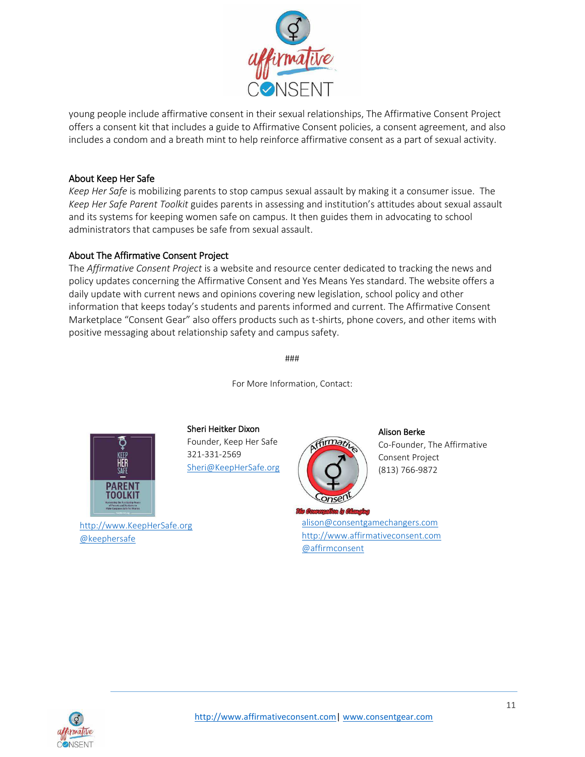young people include affirmative consent in their sexual relationships, The Affirmative Consent Project offers a consent kit that includes a guide to Affirmative Consent policies, a consent agreement, and also includes a condom and a breath mint to help reinforce affirmative consent as a part of sexual activity.

## About Keep Her Safe

*Keep Her Safe* is mobilizing parents to stop campus sexual assault by making it a consumer issue. The *Keep Her Safe Parent Toolkit* guides parents in assessing and institution's attitudes about sexual assault and its systems for keeping women safe on campus. It then guides them in advocating to school administrators that campuses be safe from sexual assault.

## About The Affirmative Consent Project

The *Affirmative Consent Project* is a website and resource center dedicated to tracking the news and policy updates concerning the Affirmative Consent and Yes Means Yes standard. The website offers a daily update with current news and opinions covering new legislation, school policy and other information that keeps today's students and parents informed and current. The Affirmative Consent Marketplace "Consent Gear" also offers products such as t-shirts, phone covers, and other items with positive messaging about relationship safety and campus safety.

###

For More Information, Contact:

**Sheri Heitker Dixon**
Founder, Keep Her Safe
321-331-2569
Sheri@KeepHerSafe.org

http://www.KeepHerSafe.org
@keephersafe

**Alison Berke**
Co-Founder, The Affirmative Consent Project
(813) 766-9872

alison@consentgamechangers.com
http://www.affirmativeconsent.com
@affirmconsent